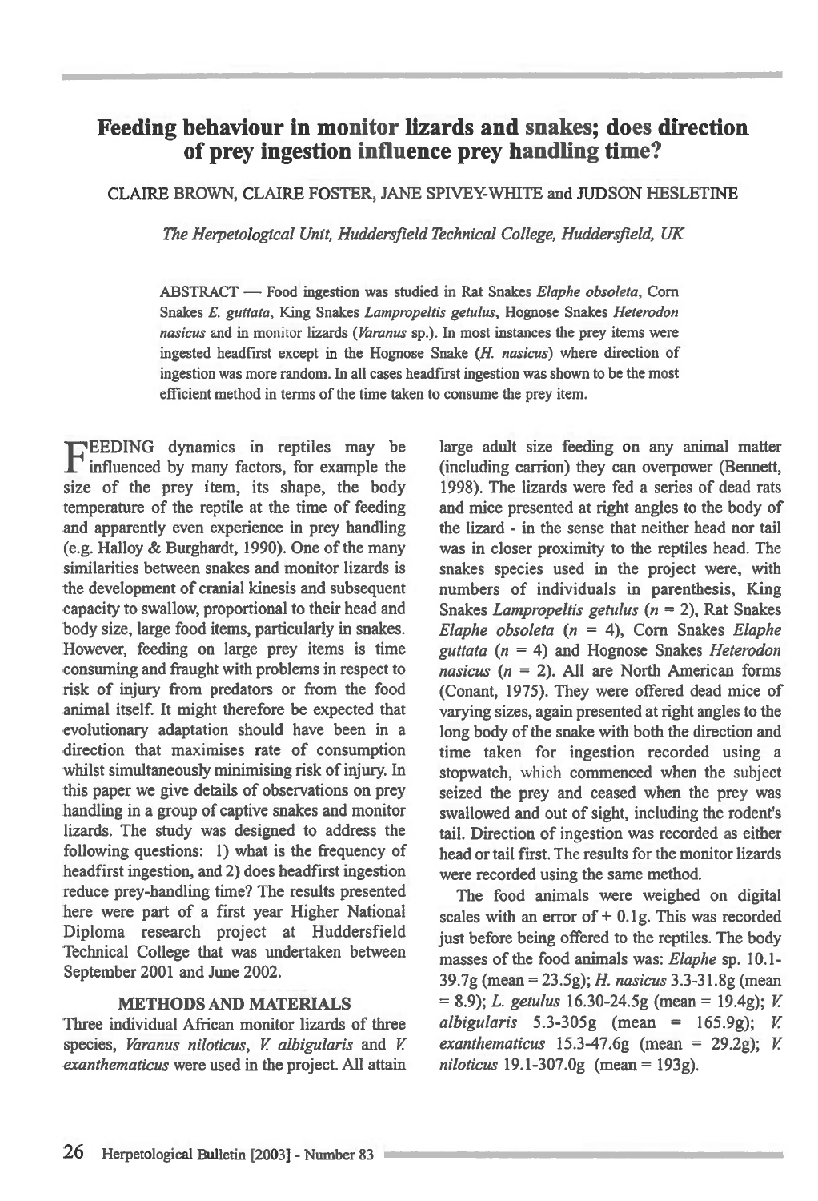# Feeding behaviour in monitor lizards and snakes; does direction of prey ingestion influence prey handling time?

CLAIRE BROWN, CLAIRE FOSTER, JANE SPIVEY-WHITE and JUDSON HESLETINE

*The Herpetological Unit, Huddersfield Technical College, Huddersfield, UK*

ABSTRACT — Food ingestion was studied in Rat Snakes *Elaphe obsoleta*, Corn Snakes *E. guttata*, King Snakes *Lampropeltis getulus*, Hognose Snakes *Heterodon nasicus* and in monitor lizards (*Varanus* sp.). In most instances the prey items were ingested headfirst except in the Hognose Snake (*H. nasicus*) where direction of ingestion was more random. In all cases headfirst ingestion was shown to be the most efficient method in terms of the time taken to consume the prey item.

FEEDING dynamics in reptiles may be influenced by many factors, for example the size of the prey item, its shape, the body temperature of the reptile at the time of feeding and apparently even experience in prey handling (e.g. Halloy & Burghardt, 1990). One of the many similarities between snakes and monitor lizards is the development of cranial kinesis and subsequent capacity to swallow, proportional to their head and body size, large food items, particularly in snakes. However, feeding on large prey items is time consuming and fraught with problems in respect to risk of injury from predators or from the food animal itself. It might therefore be expected that evolutionary adaptation should have been in a direction that maximises rate of consumption whilst simultaneously minimising risk of injury. In this paper we give details of observations on prey handling in a group of captive snakes and monitor lizards. The study was designed to address the following questions: 1) what is the frequency of headfirst ingestion, and 2) does headfirst ingestion reduce prey-handling time? The results presented here were part of a first year Higher National Diploma research project at Huddersfield Technical College that was undertaken between September 2001 and June 2002.

## METHODS AND MATERIALS

Three individual African monitor lizards of three species, *Varanus niloticus*, *V. albigularis* and *V. exanthematicus* were used in the project. All attain large adult size feeding on any animal matter (including carrion) they can overpower (Bennett, 1998). The lizards were fed a series of dead rats and mice presented at right angles to the body of the lizard - in the sense that neither head nor tail was in closer proximity to the reptiles head. The snakes species used in the project were, with numbers of individuals in parenthesis, King Snakes *Lampropeltis getulus* ($n$ = 2), Rat Snakes *Elaphe obsoleta* ($n$ = 4), Corn Snakes *Elaphe guttata* ($n$ = 4) and Hognose Snakes *Heterodon nasicus* ($n$ = 2). All are North American forms (Conant, 1975). They were offered dead mice of varying sizes, again presented at right angles to the long body of the snake with both the direction and time taken for ingestion recorded using a stopwatch, which commenced when the subject seized the prey and ceased when the prey was swallowed and out of sight, including the rodent's tail. Direction of ingestion was recorded as either head or tail first. The results for the monitor lizards were recorded using the same method.

The food animals were weighed on digital scales with an error of + 0.1g. This was recorded just before being offered to the reptiles. The body masses of the food animals was: *Elaphe* sp. 10.1-39.7g (mean = 23.5g); *H. nasicus* 3.3-31.8g (mean = 8.9); *L. getulus* 16.30-24.5g (mean = 19.4g); *V. albigularis* 5.3-305g (mean = 165.9g); *V. exanthematicus* 15.3-47.6g (mean = 29.2g); *V. niloticus* 19.1-307.0g (mean = 193g).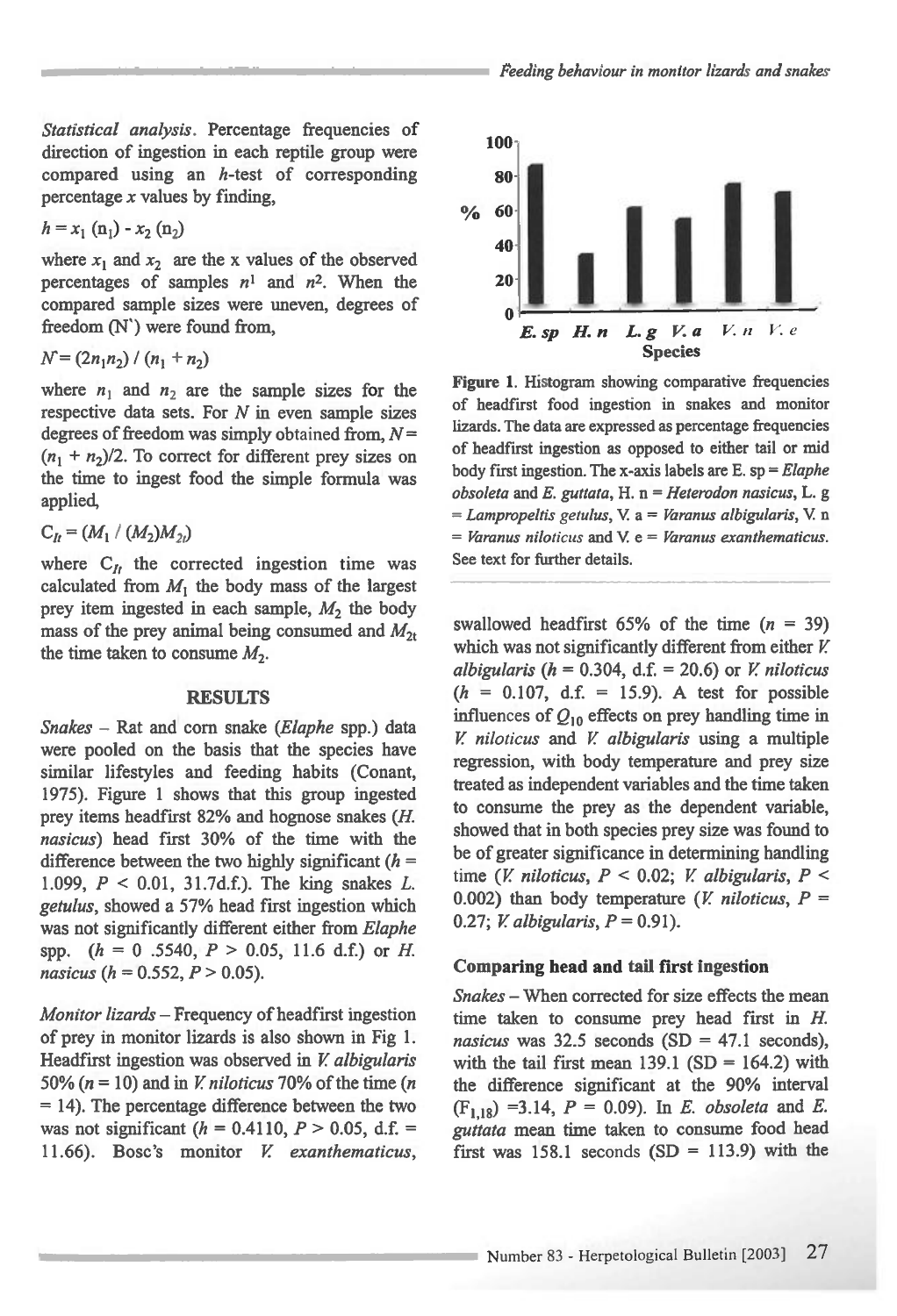*Statistical analysis*. Percentage frequencies of direction of ingestion in each reptile group were compared using an *h*-test of corresponding percentage *x* values by finding,

$$h = x_1 (n_1) - x_2 (n_2)$$

where $x_1$ and $x_2$ are the x values of the observed percentages of samples $n^1$ and $n^2$. When the compared sample sizes were uneven, degrees of freedom (N') were found from,

$$N' = (2n_1n_2) / (n_1 + n_2)$$

where $n_1$ and $n_2$ are the sample sizes for the respective data sets. For $N$ in even sample sizes degrees of freedom was simply obtained from, $N = (n_1 + n_2)/2$. To correct for different prey sizes on the time to ingest food the simple formula was applied,

$$C_{It} = (M_1 / (M_2)M_{2t})$$

where $C_{It}$ the corrected ingestion time was calculated from $M_1$ the body mass of the largest prey item ingested in each sample, $M_2$ the body mass of the prey animal being consumed and $M_{2t}$ the time taken to consume $M_2$.

## RESULTS

*Snakes* – Rat and corn snake (*Elaphe* spp.) data were pooled on the basis that the species have similar lifestyles and feeding habits (Conant, 1975). Figure 1 shows that this group ingested prey items headfirst 82% and hognose snakes (*H. nasicus*) head first 30% of the time with the difference between the two highly significant ($h$ = 1.099, $P < 0.01$, 31.7d.f.). The king snakes *L. getulus*, showed a 57% head first ingestion which was not significantly different either from *Elaphe* spp. ($h$ = 0 .5540, $P > 0.05$, 11.6 d.f.) or *H. nasicus* ($h$ = 0.552, $P > 0.05$).

*Monitor lizards* – Frequency of headfirst ingestion of prey in monitor lizards is also shown in Fig 1. Headfirst ingestion was observed in *V. albigularis* 50% ($n$ = 10) and in *V. niloticus* 70% of the time ($n$ = 14). The percentage difference between the two was not significant ($h$ = 0.4110, $P > 0.05$, d.f. = 11.66). Bosc's monitor *V. exanthematicus*, swallowed headfirst 65% of the time ($n$ = 39) which was not significantly different from either *V. albigularis* ($h$ = 0.304, d.f. = 20.6) or *V. niloticus* ($h$ = 0.107, d.f. = 15.9). A test for possible influences of $Q_{10}$ effects on prey handling time in *V. niloticus* and *V. albigularis* using a multiple regression, with body temperature and prey size treated as independent variables and the time taken to consume the prey as the dependent variable, showed that in both species prey size was found to be of greater significance in determining handling time (*V. niloticus*, $P < 0.02$; *V. albigularis*, $P < 0.002$) than body temperature (*V. niloticus*, $P$ = 0.27; *V. albigularis*, $P$ = 0.91).

**Figure 1.** Histogram showing comparative frequencies of headfirst food ingestion in snakes and monitor lizards. The data are expressed as percentage frequencies of headfirst ingestion as opposed to either tail or mid body first ingestion. The x-axis labels are E. sp = *Elaphe obsoleta* and *E. guttata*, H. n = *Heterodon nasicus*, L. g = *Lampropeltis getulus*, V. a = *Varanus albigularis*, V. n = *Varanus niloticus* and V. e = *Varanus exanthematicus*. See text for further details.

### Comparing head and tail first ingestion

*Snakes* – When corrected for size effects the mean time taken to consume prey head first in *H. nasicus* was 32.5 seconds (SD = 47.1 seconds), with the tail first mean 139.1 (SD = 164.2) with the difference significant at the 90% interval ($F_{1,18}$) =3.14, $P$ = 0.09). In *E. obsoleta* and *E. guttata* mean time taken to consume food head first was 158.1 seconds (SD = 113.9) with the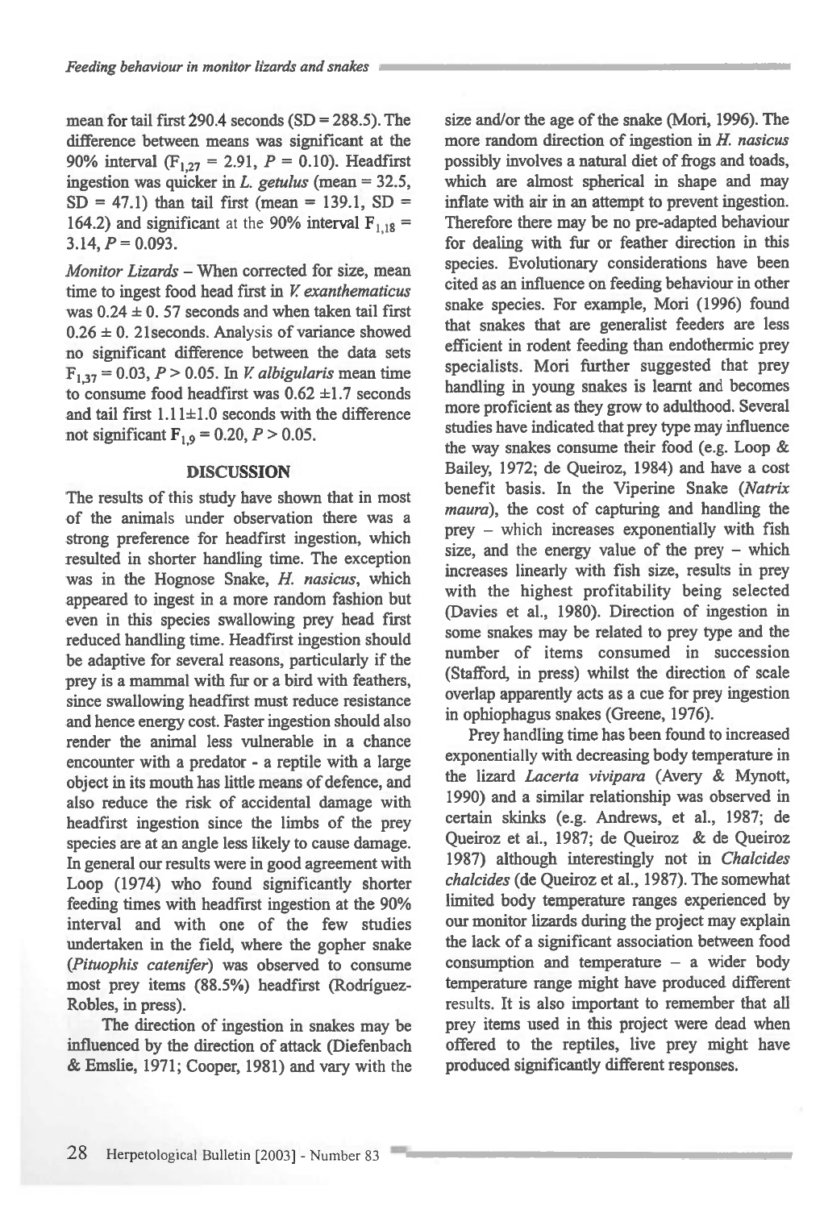mean for tail first 290.4 seconds (SD = 288.5). The difference between means was significant at the 90% interval ($F_{1,27} = 2.91$, $P = 0.10$). Headfirst ingestion was quicker in *L. getulus* (mean = 32.5, SD = 47.1) than tail first (mean = 139.1, SD = 164.2) and significant at the 90% interval $F_{1,18} = 3.14$, $P = 0.093$.

*Monitor Lizards* – When corrected for size, mean time to ingest food head first in *V. exanthematicus* was 0.24 ± 0. 57 seconds and when taken tail first 0.26 ± 0. 21seconds. Analysis of variance showed no significant difference between the data sets $F_{1,37} = 0.03$, $P > 0.05$. In *V. albigularis* mean time to consume food headfirst was 0.62 ±1.7 seconds and tail first 1.11±1.0 seconds with the difference not significant $F_{1,9} = 0.20$, $P > 0.05$.

## DISCUSSION

The results of this study have shown that in most of the animals under observation there was a strong preference for headfirst ingestion, which resulted in shorter handling time. The exception was in the Hognose Snake, *H. nasicus*, which appeared to ingest in a more random fashion but even in this species swallowing prey head first reduced handling time. Headfirst ingestion should be adaptive for several reasons, particularly if the prey is a mammal with fur or a bird with feathers, since swallowing headfirst must reduce resistance and hence energy cost. Faster ingestion should also render the animal less vulnerable in a chance encounter with a predator - a reptile with a large object in its mouth has little means of defence, and also reduce the risk of accidental damage with headfirst ingestion since the limbs of the prey species are at an angle less likely to cause damage. In general our results were in good agreement with Loop (1974) who found significantly shorter feeding times with headfirst ingestion at the 90% interval and with one of the few studies undertaken in the field, where the gopher snake (*Pituophis catenifer*) was observed to consume most prey items (88.5%) headfirst (Rodríguez-Robles, in press).

The direction of ingestion in snakes may be influenced by the direction of attack (Diefenbach & Emslie, 1971; Cooper, 1981) and vary with the size and/or the age of the snake (Mori, 1996). The more random direction of ingestion in *H. nasicus* possibly involves a natural diet of frogs and toads, which are almost spherical in shape and may inflate with air in an attempt to prevent ingestion. Therefore there may be no pre-adapted behaviour for dealing with fur or feather direction in this species. Evolutionary considerations have been cited as an influence on feeding behaviour in other snake species. For example, Mori (1996) found that snakes that are generalist feeders are less efficient in rodent feeding than endothermic prey specialists. Mori further suggested that prey handling in young snakes is learnt and becomes more proficient as they grow to adulthood. Several studies have indicated that prey type may influence the way snakes consume their food (e.g. Loop & Bailey, 1972; de Queiroz, 1984) and have a cost benefit basis. In the Viperine Snake (*Natrix maura*), the cost of capturing and handling the prey – which increases exponentially with fish size, and the energy value of the prey – which increases linearly with fish size, results in prey with the highest profitability being selected (Davies et al., 1980). Direction of ingestion in some snakes may be related to prey type and the number of items consumed in succession (Stafford, in press) whilst the direction of scale overlap apparently acts as a cue for prey ingestion in ophiophagus snakes (Greene, 1976).

Prey handling time has been found to increased exponentially with decreasing body temperature in the lizard *Lacerta vivipara* (Avery & Mynott, 1990) and a similar relationship was observed in certain skinks (e.g. Andrews, et al., 1987; de Queiroz et al., 1987; de Queiroz & de Queiroz 1987) although interestingly not in *Chalcides chalcides* (de Queiroz et al., 1987). The somewhat limited body temperature ranges experienced by our monitor lizards during the project may explain the lack of a significant association between food consumption and temperature – a wider body temperature range might have produced different results. It is also important to remember that all prey items used in this project were dead when offered to the reptiles, live prey might have produced significantly different responses.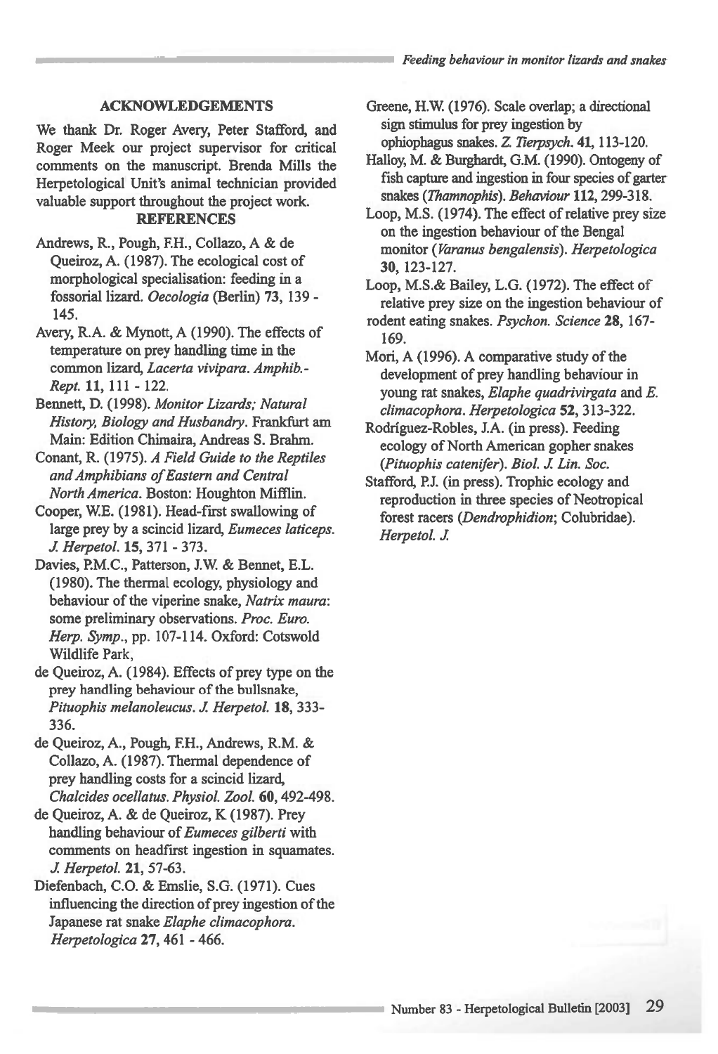## ACKNOWLEDGEMENTS

We thank Dr. Roger Avery, Peter Stafford, and Roger Meek our project supervisor for critical comments on the manuscript. Brenda Mills the Herpetological Unit's animal technician provided valuable support throughout the project work.

## REFERENCES

Andrews, R., Pough, F.H., Collazo, A & de Queiroz, A. (1987). The ecological cost of morphological specialisation: feeding in a fossorial lizard. *Oecologia* (Berlin) **73**, 139 - 145.

Avery, R.A. & Mynott, A (1990). The effects of temperature on prey handling time in the common lizard, *Lacerta vivipara*. *Amphib.-Rept.* **11**, 111 - 122.

Bennett, D. (1998). *Monitor Lizards; Natural History, Biology and Husbandry*. Frankfurt am Main: Edition Chimaira, Andreas S. Brahm.

Conant, R. (1975). *A Field Guide to the Reptiles and Amphibians of Eastern and Central North America*. Boston: Houghton Mifflin.

Cooper, W.E. (1981). Head-first swallowing of large prey by a scincid lizard, *Eumeces laticeps*. *J. Herpetol.* **15**, 371 - 373.

Davies, P.M.C., Patterson, J.W. & Bennet, E.L. (1980). The thermal ecology, physiology and behaviour of the viperine snake, *Natrix maura*: some preliminary observations. *Proc. Euro. Herp. Symp.*, pp. 107-114. Oxford: Cotswold Wildlife Park,

de Queiroz, A. (1984). Effects of prey type on the prey handling behaviour of the bullsnake, *Pituophis melanoleucus*. *J. Herpetol.* **18**, 333-336.

de Queiroz, A., Pough, F.H., Andrews, R.M. & Collazo, A. (1987). Thermal dependence of prey handling costs for a scincid lizard, *Chalcides ocellatus*. *Physiol. Zool.* **60**, 492-498.

de Queiroz, A. & de Queiroz, K (1987). Prey handling behaviour of *Eumeces gilberti* with comments on headfirst ingestion in squamates. *J. Herpetol.* **21**, 57-63.

Diefenbach, C.O. & Emslie, S.G. (1971). Cues influencing the direction of prey ingestion of the Japanese rat snake *Elaphe climacophora*. *Herpetologica* **27**, 461 - 466.

Greene, H.W. (1976). Scale overlap; a directional sign stimulus for prey ingestion by ophiophagus snakes. *Z. Tierpsych.* **41**, 113-120.

Halloy, M. & Burghardt, G.M. (1990). Ontogeny of fish capture and ingestion in four species of garter snakes (*Thamnophis*). *Behaviour* **112**, 299-318.

Loop, M.S. (1974). The effect of relative prey size on the ingestion behaviour of the Bengal monitor (*Varanus bengalensis*). *Herpetologica* **30**, 123-127.

Loop, M.S.& Bailey, L.G. (1972). The effect of relative prey size on the ingestion behaviour of rodent eating snakes. *Psychon. Science* **28**, 167-169.

Mori, A (1996). A comparative study of the development of prey handling behaviour in young rat snakes, *Elaphe quadrivirgata* and *E. climacophora*. *Herpetologica* **52**, 313-322.

Rodríguez-Robles, J.A. (in press). Feeding ecology of North American gopher snakes (*Pituophis catenifer*). *Biol. J. Lin. Soc.*

Stafford, P.J. (in press). Trophic ecology and reproduction in three species of Neotropical forest racers (*Dendrophidion*; Colubridae). *Herpetol. J.*